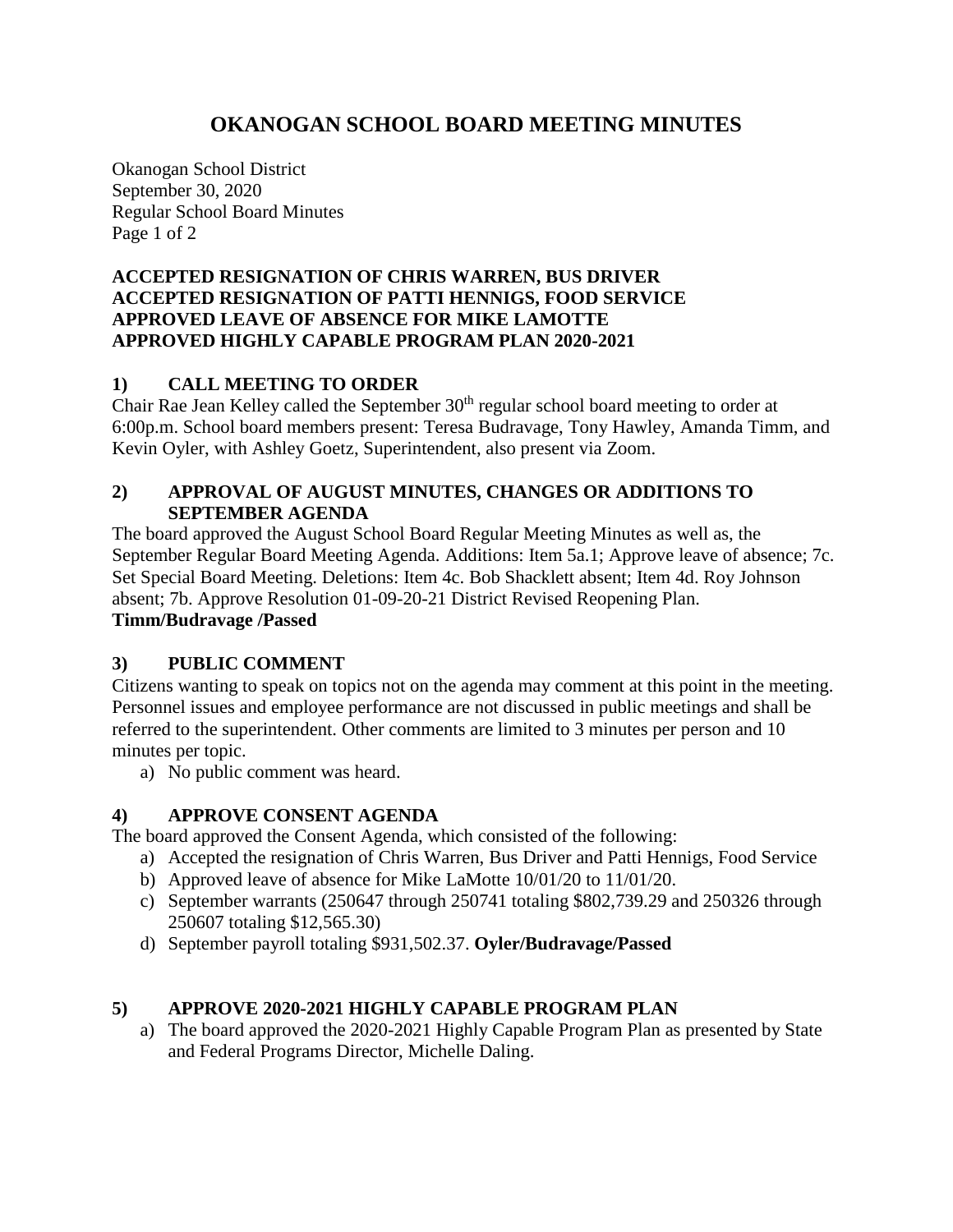# OKANOGAN SCHOOL BOARD MEETING MINUTES

Okanogan School District
September 30, 2020
Regular School Board Minutes

**ACCEPTED RESIGNATION OF CHRIS WARREN, BUS DRIVER**
**ACCEPTED RESIGNATION OF PATTI HENNIGS, FOOD SERVICE**
**APPROVED LEAVE OF ABSENCE FOR MIKE LAMOTTE**
**APPROVED HIGHLY CAPABLE PROGRAM PLAN 2020-2021**

## 1) CALL MEETING TO ORDER

Chair Rae Jean Kelley called the September 30th regular school board meeting to order at 6:00p.m. School board members present: Teresa Budravage, Tony Hawley, Amanda Timm, and Kevin Oyler, with Ashley Goetz, Superintendent, also present via Zoom.

## 2) APPROVAL OF AUGUST MINUTES, CHANGES OR ADDITIONS TO SEPTEMBER AGENDA

The board approved the August School Board Regular Meeting Minutes as well as, the September Regular Board Meeting Agenda. Additions: Item 5a.1; Approve leave of absence; 7c. Set Special Board Meeting. Deletions: Item 4c. Bob Shacklett absent; Item 4d. Roy Johnson absent; 7b. Approve Resolution 01-09-20-21 District Revised Reopening Plan.
**Timm/Budravage /Passed**

## 3) PUBLIC COMMENT

Citizens wanting to speak on topics not on the agenda may comment at this point in the meeting. Personnel issues and employee performance are not discussed in public meetings and shall be referred to the superintendent. Other comments are limited to 3 minutes per person and 10 minutes per topic.

a) No public comment was heard.

## 4) APPROVE CONSENT AGENDA

The board approved the Consent Agenda, which consisted of the following:

a) Accepted the resignation of Chris Warren, Bus Driver and Patti Hennigs, Food Service
b) Approved leave of absence for Mike LaMotte 10/01/20 to 11/01/20.
c) September warrants (250647 through 250741 totaling $802,739.29 and 250326 through 250607 totaling $12,565.30)
d) September payroll totaling $931,502.37. **Oyler/Budravage/Passed**

## 5) APPROVE 2020-2021 HIGHLY CAPABLE PROGRAM PLAN

a) The board approved the 2020-2021 Highly Capable Program Plan as presented by State and Federal Programs Director, Michelle Daling.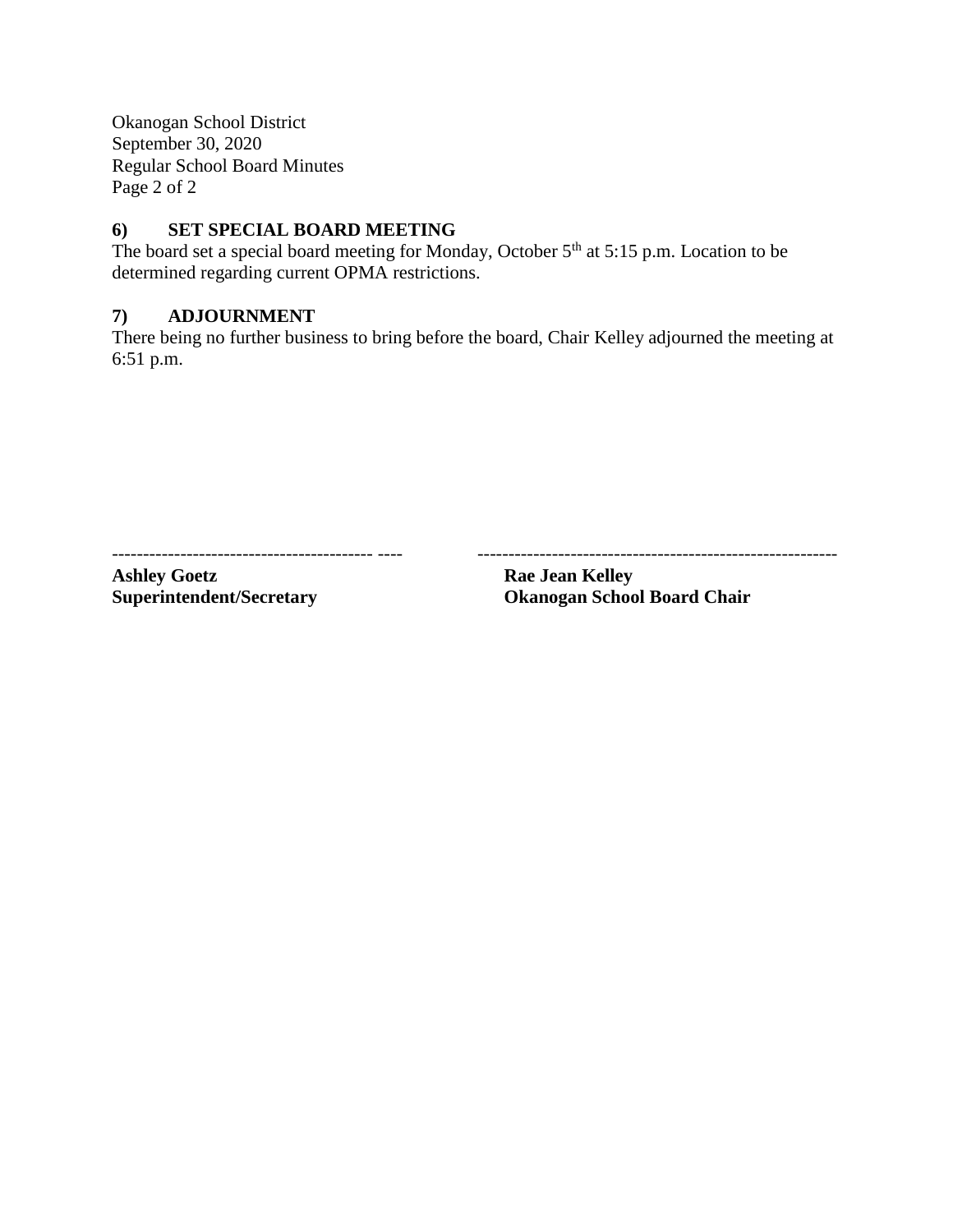## 6) SET SPECIAL BOARD MEETING

The board set a special board meeting for Monday, October 5th at 5:15 p.m. Location to be determined regarding current OPMA restrictions.

## 7) ADJOURNMENT

There being no further business to bring before the board, Chair Kelley adjourned the meeting at 6:51 p.m.

------------------------------------------ ----

**Ashley Goetz**
**Superintendent/Secretary**

---------------------------------------------------------

**Rae Jean Kelley**
**Okanogan School Board Chair**